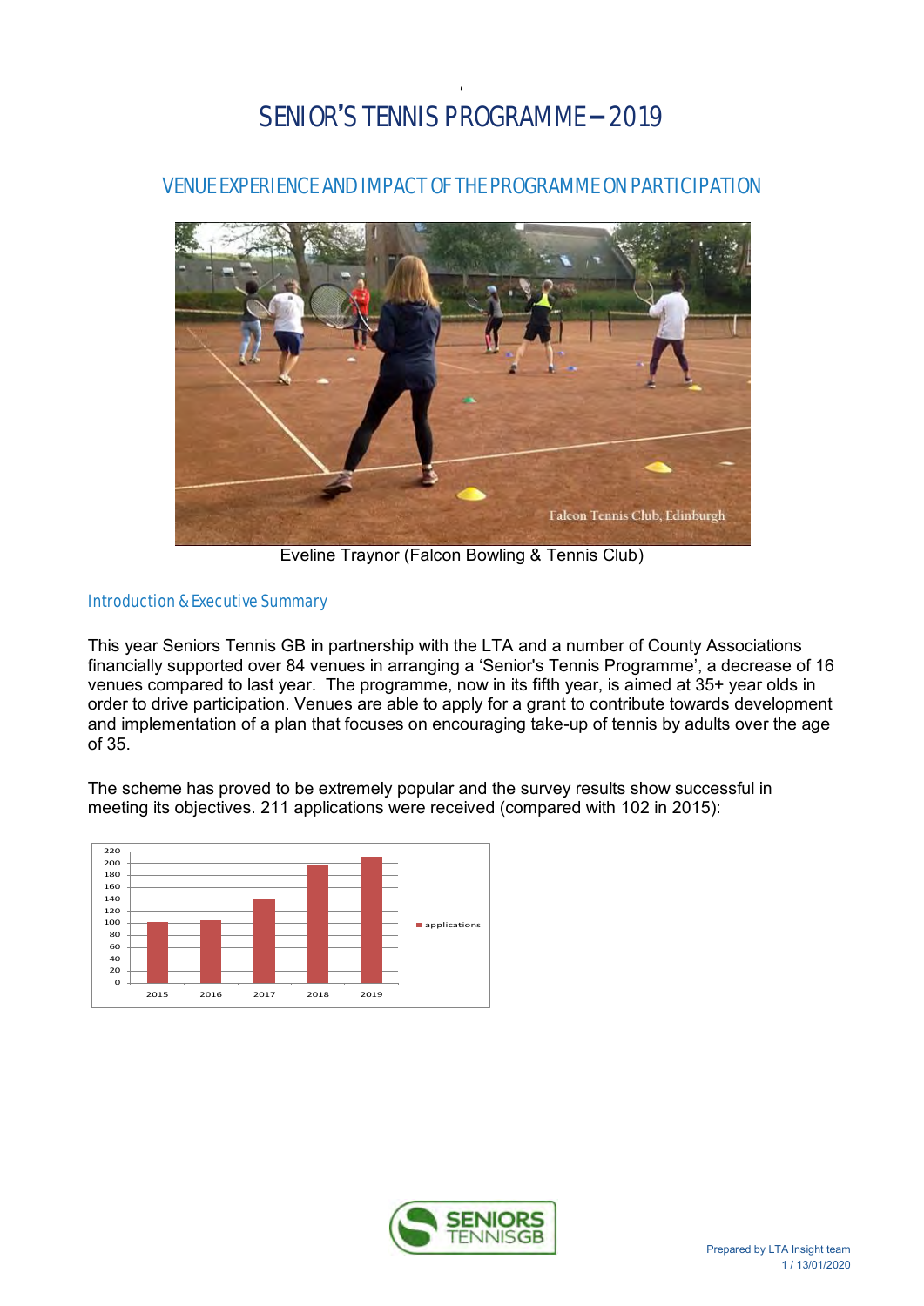# SENIOR'S TENNIS PROGRAMME – 2019

## VENUE EXPERIENCE AND IMPACT OF THE PROGRAMME ON PARTICIPATION

Eveline Traynor (Falcon Bowling & Tennis Club)

### Introduction & Executive Summary

This year Seniors Tennis GB in partnership with the LTA and a number of County Associations financially supported over 84 venues in arranging a 'Senior's Tennis Programme', a decrease of 16 venues compared to last year. The programme, now in its fifth year, is aimed at 35+ year olds in order to drive participation. Venues are able to apply for a grant to contribute towards development and implementation of a plan that focuses on encouraging take-up of tennis by adults over the age of 35.

The scheme has proved to be extremely popular and the survey results show successful in meeting its objectives. 211 applications were received (compared with 102 in 2015):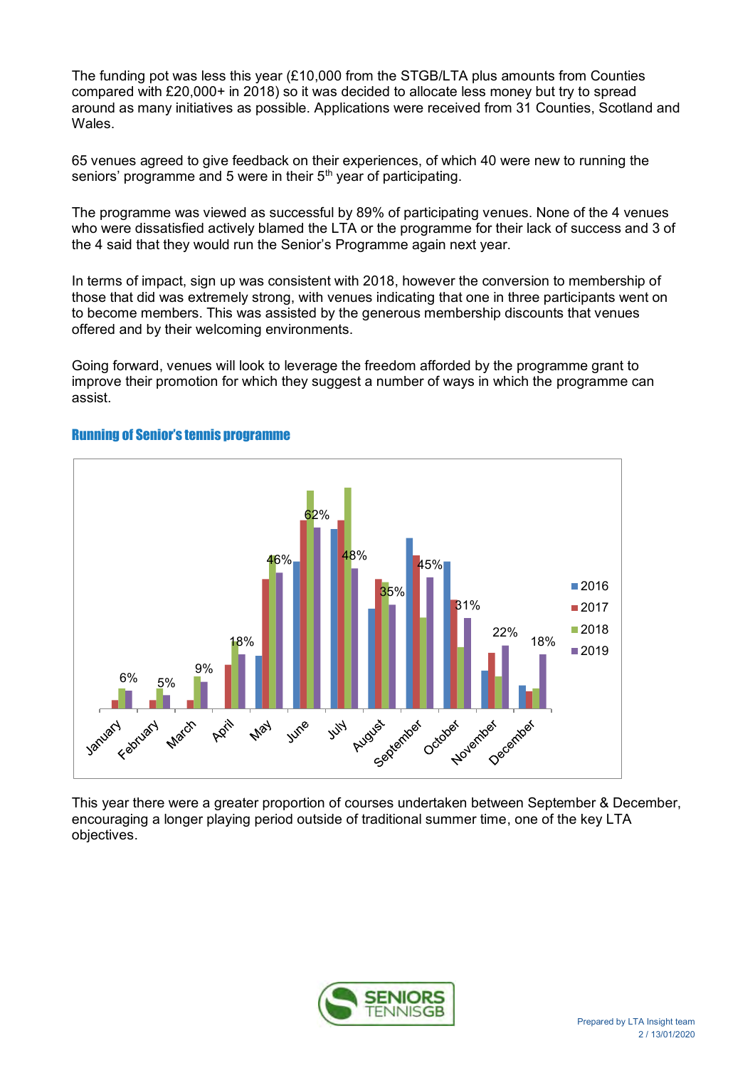The funding pot was less this year (£10,000 from the STGB/LTA plus amounts from Counties compared with £20,000+ in 2018) so it was decided to allocate less money but try to spread around as many initiatives as possible. Applications were received from 31 Counties, Scotland and Wales.

65 venues agreed to give feedback on their experiences, of which 40 were new to running the seniors' programme and 5 were in their 5th year of participating.

The programme was viewed as successful by 89% of participating venues. None of the 4 venues who were dissatisfied actively blamed the LTA or the programme for their lack of success and 3 of the 4 said that they would run the Senior's Programme again next year.

In terms of impact, sign up was consistent with 2018, however the conversion to membership of those that did was extremely strong, with venues indicating that one in three participants went on to become members. This was assisted by the generous membership discounts that venues offered and by their welcoming environments.

Going forward, venues will look to leverage the freedom afforded by the programme grant to improve their promotion for which they suggest a number of ways in which the programme can assist.

## Running of Senior's tennis programme

| Month | 2019 |
|---|---|
| January | 6% |
| February | 5% |
| March | 9% |
| April | 18% |
| May | 46% |
| June | 62% |
| July | 48% |
| August | 35% |
| September | 45% |
| October | 31% |
| November | 22% |
| December | 18% |

This year there were a greater proportion of courses undertaken between September & December, encouraging a longer playing period outside of traditional summer time, one of the key LTA objectives.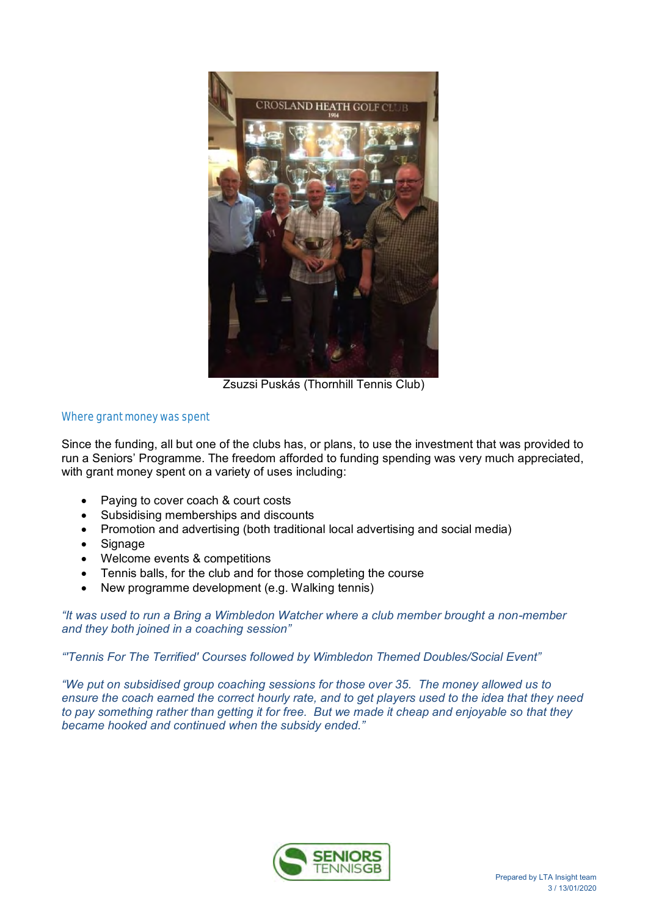Zsuzsi Puskás (Thornhill Tennis Club)

## Where grant money was spent

Since the funding, all but one of the clubs has, or plans, to use the investment that was provided to run a Seniors' Programme. The freedom afforded to funding spending was very much appreciated, with grant money spent on a variety of uses including:

- Paying to cover coach & court costs
- Subsidising memberships and discounts
- Promotion and advertising (both traditional local advertising and social media)
- Signage
- Welcome events & competitions
- Tennis balls, for the club and for those completing the course
- New programme development (e.g. Walking tennis)

*"It was used to run a Bring a Wimbledon Watcher where a club member brought a non-member and they both joined in a coaching session"*

*"'Tennis For The Terrified' Courses followed by Wimbledon Themed Doubles/Social Event"*

*"We put on subsidised group coaching sessions for those over 35. The money allowed us to ensure the coach earned the correct hourly rate, and to get players used to the idea that they need to pay something rather than getting it for free. But we made it cheap and enjoyable so that they became hooked and continued when the subsidy ended."*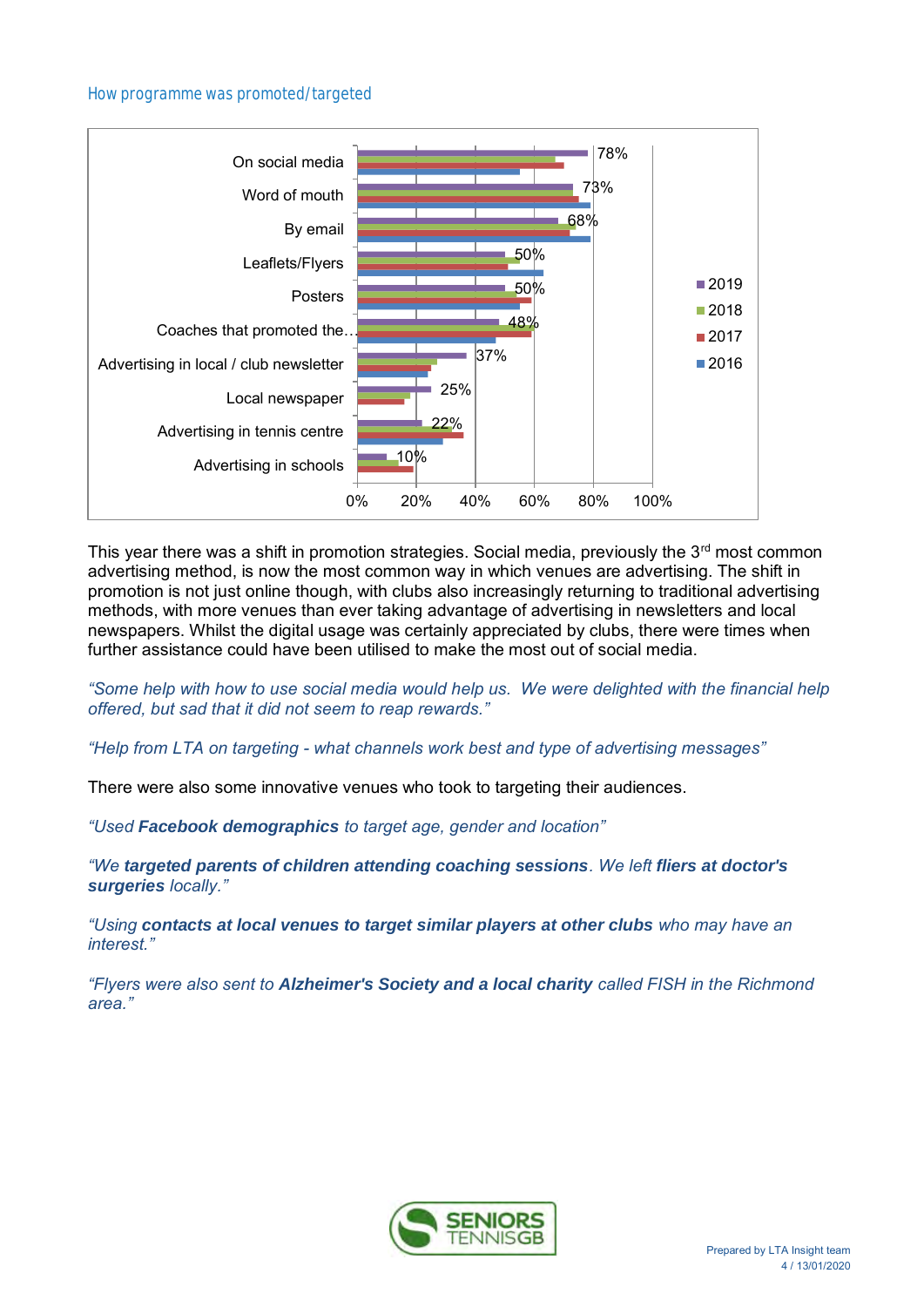## How programme was promoted/targeted

| | 2019 |
|---|---|
| On social media | 78% |
| Word of mouth | 73% |
| By email | 68% |
| Leaflets/Flyers | 50% |
| Posters | 50% |
| Coaches that promoted the... | 48% |
| Advertising in local / club newsletter | 37% |
| Local newspaper | 25% |
| Advertising in tennis centre | 22% |
| Advertising in schools | 10% |

This year there was a shift in promotion strategies. Social media, previously the 3rd most common advertising method, is now the most common way in which venues are advertising. The shift in promotion is not just online though, with clubs also increasingly returning to traditional advertising methods, with more venues than ever taking advantage of advertising in newsletters and local newspapers. Whilst the digital usage was certainly appreciated by clubs, there were times when further assistance could have been utilised to make the most out of social media.

*"Some help with how to use social media would help us. We were delighted with the financial help offered, but sad that it did not seem to reap rewards."*

*"Help from LTA on targeting - what channels work best and type of advertising messages"*

There were also some innovative venues who took to targeting their audiences.

*"Used **Facebook demographics** to target age, gender and location"*

*"We **targeted parents of children attending coaching sessions**. We left **fliers at doctor's surgeries** locally."*

*"Using **contacts at local venues to target similar players at other clubs** who may have an interest."*

*"Flyers were also sent to **Alzheimer's Society and a local charity** called FISH in the Richmond area."*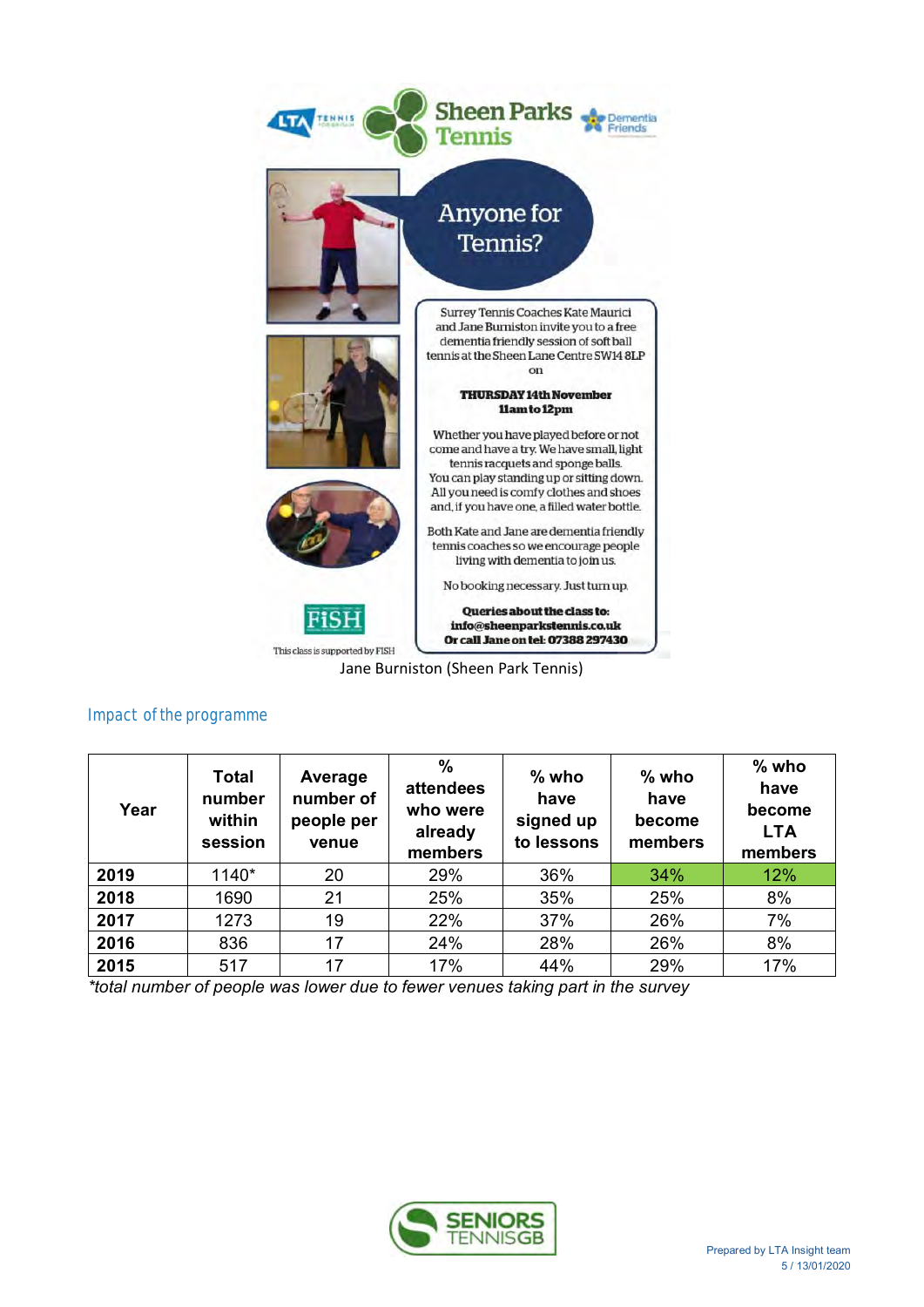Sheen Parks Tennis

Anyone for Tennis?

Surrey Tennis Coaches Kate Maurici and Jane Burniston invite you to a free dementia friendly session of soft ball tennis at the Sheen Lane Centre SW14 8LP on

**THURSDAY 14th November 11am to 12pm**

Whether you have played before or not come and have a try. We have small, light tennis racquets and sponge balls. You can play standing up or sitting down. All you need is comfy clothes and shoes and, if you have one, a filled water bottle.

Both Kate and Jane are dementia friendly tennis coaches so we encourage people living with dementia to join us.

No booking necessary. Just turn up.

**Queries about the class to: info@sheenparkstennis.co.uk Or call Jane on tel: 07388 297430**

This class is supported by FISH

Jane Burniston (Sheen Park Tennis)

## Impact of the programme

| Year | Total number within session | Average number of people per venue | % attendees who were already members | % who have signed up to lessons | % who have become members | % who have become LTA members |
|---|---|---|---|---|---|---|
| **2019** | 1140* | 20 | 29% | 36% | 34% | 12% |
| **2018** | 1690 | 21 | 25% | 35% | 25% | 8% |
| **2017** | 1273 | 19 | 22% | 37% | 26% | 7% |
| **2016** | 836 | 17 | 24% | 28% | 26% | 8% |
| **2015** | 517 | 17 | 17% | 44% | 29% | 17% |

*\*total number of people was lower due to fewer venues taking part in the survey*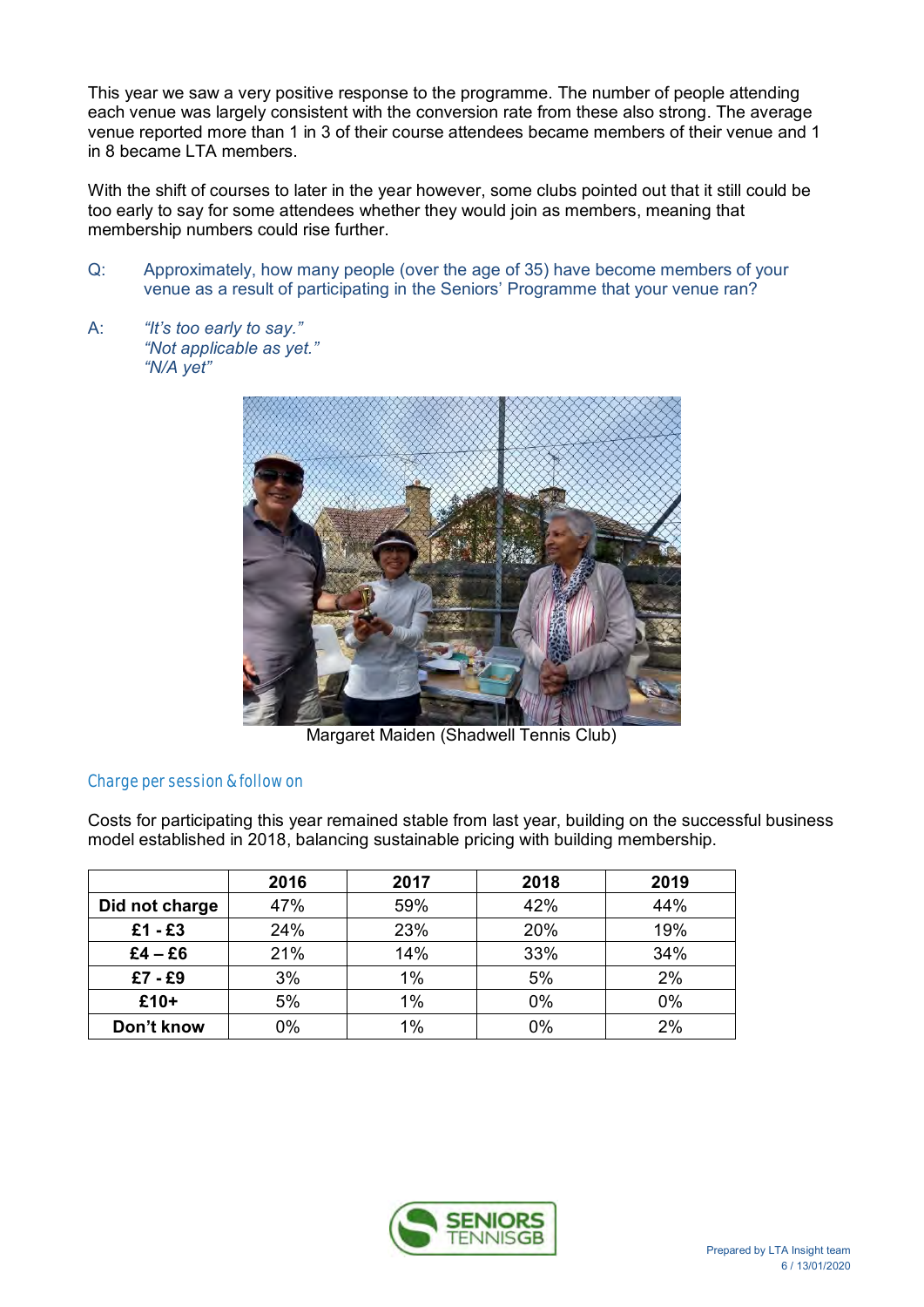This year we saw a very positive response to the programme. The number of people attending each venue was largely consistent with the conversion rate from these also strong. The average venue reported more than 1 in 3 of their course attendees became members of their venue and 1 in 8 became LTA members.

With the shift of courses to later in the year however, some clubs pointed out that it still could be too early to say for some attendees whether they would join as members, meaning that membership numbers could rise further.

Q: Approximately, how many people (over the age of 35) have become members of your venue as a result of participating in the Seniors' Programme that your venue ran?

A: *"It's too early to say."*
*"Not applicable as yet."*
*"N/A yet"*

Margaret Maiden (Shadwell Tennis Club)

### Charge per session & follow on

Costs for participating this year remained stable from last year, building on the successful business model established in 2018, balancing sustainable pricing with building membership.

| | 2016 | 2017 | 2018 | 2019 |
|---|---|---|---|---|
| **Did not charge** | 47% | 59% | 42% | 44% |
| **£1 - £3** | 24% | 23% | 20% | 19% |
| **£4 – £6** | 21% | 14% | 33% | 34% |
| **£7 - £9** | 3% | 1% | 5% | 2% |
| **£10+** | 5% | 1% | 0% | 0% |
| **Don't know** | 0% | 1% | 0% | 2% |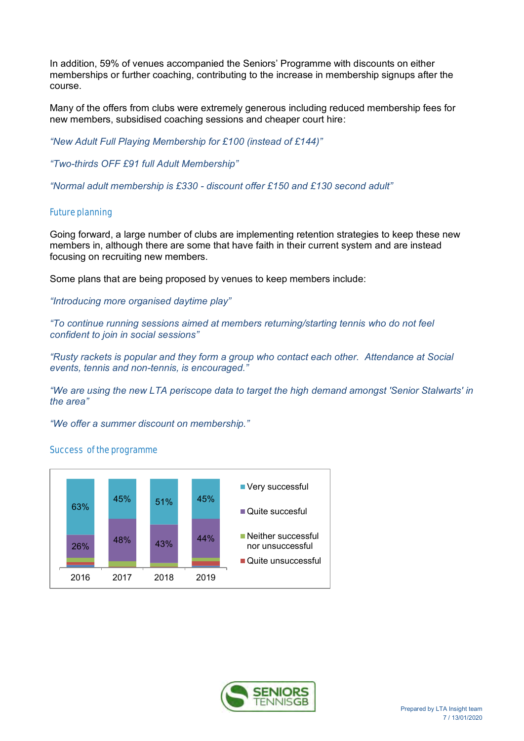In addition, 59% of venues accompanied the Seniors' Programme with discounts on either memberships or further coaching, contributing to the increase in membership signups after the course.

Many of the offers from clubs were extremely generous including reduced membership fees for new members, subsidised coaching sessions and cheaper court hire:

*"New Adult Full Playing Membership for £100 (instead of £144)"*

*"Two-thirds OFF £91 full Adult Membership"*

*"Normal adult membership is £330 - discount offer £150 and £130 second adult"*

## Future planning

Going forward, a large number of clubs are implementing retention strategies to keep these new members in, although there are some that have faith in their current system and are instead focusing on recruiting new members.

Some plans that are being proposed by venues to keep members include:

*"Introducing more organised daytime play"*

*"To continue running sessions aimed at members returning/starting tennis who do not feel confident to join in social sessions"*

*"Rusty rackets is popular and they form a group who contact each other. Attendance at Social events, tennis and non-tennis, is encouraged."*

*"We are using the new LTA periscope data to target the high demand amongst 'Senior Stalwarts' in the area"*

*"We offer a summer discount on membership."*

## Success of the programme

| | 2016 | 2017 | 2018 | 2019 |
|---|---|---|---|---|
| Very successful | 63% | 45% | 51% | 45% |
| Quite succesful | 26% | 48% | 43% | 44% |
| Neither successful nor unsuccessful | | | | |
| Quite unsuccessful | | | | |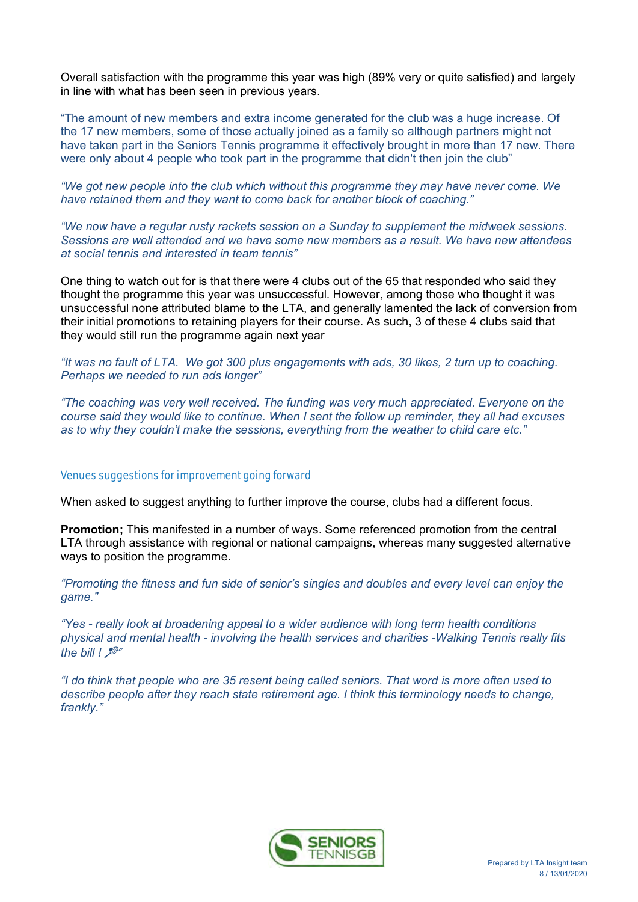Overall satisfaction with the programme this year was high (89% very or quite satisfied) and largely in line with what has been seen in previous years.

"The amount of new members and extra income generated for the club was a huge increase. Of the 17 new members, some of those actually joined as a family so although partners might not have taken part in the Seniors Tennis programme it effectively brought in more than 17 new. There were only about 4 people who took part in the programme that didn't then join the club"

*"We got new people into the club which without this programme they may have never come. We have retained them and they want to come back for another block of coaching."*

*"We now have a regular rusty rackets session on a Sunday to supplement the midweek sessions. Sessions are well attended and we have some new members as a result. We have new attendees at social tennis and interested in team tennis"*

One thing to watch out for is that there were 4 clubs out of the 65 that responded who said they thought the programme this year was unsuccessful. However, among those who thought it was unsuccessful none attributed blame to the LTA, and generally lamented the lack of conversion from their initial promotions to retaining players for their course. As such, 3 of these 4 clubs said that they would still run the programme again next year

*"It was no fault of LTA. We got 300 plus engagements with ads, 30 likes, 2 turn up to coaching. Perhaps we needed to run ads longer"*

*"The coaching was very well received. The funding was very much appreciated. Everyone on the course said they would like to continue. When I sent the follow up reminder, they all had excuses as to why they couldn't make the sessions, everything from the weather to child care etc."*

### Venues suggestions for improvement going forward

When asked to suggest anything to further improve the course, clubs had a different focus.

**Promotion;** This manifested in a number of ways. Some referenced promotion from the central LTA through assistance with regional or national campaigns, whereas many suggested alternative ways to position the programme.

*"Promoting the fitness and fun side of senior's singles and doubles and every level can enjoy the game."*

*"Yes - really look at broadening appeal to a wider audience with long term health conditions physical and mental health - involving the health services and charities -Walking Tennis really fits the bill ! 🎾"*

*"I do think that people who are 35 resent being called seniors. That word is more often used to describe people after they reach state retirement age. I think this terminology needs to change, frankly."*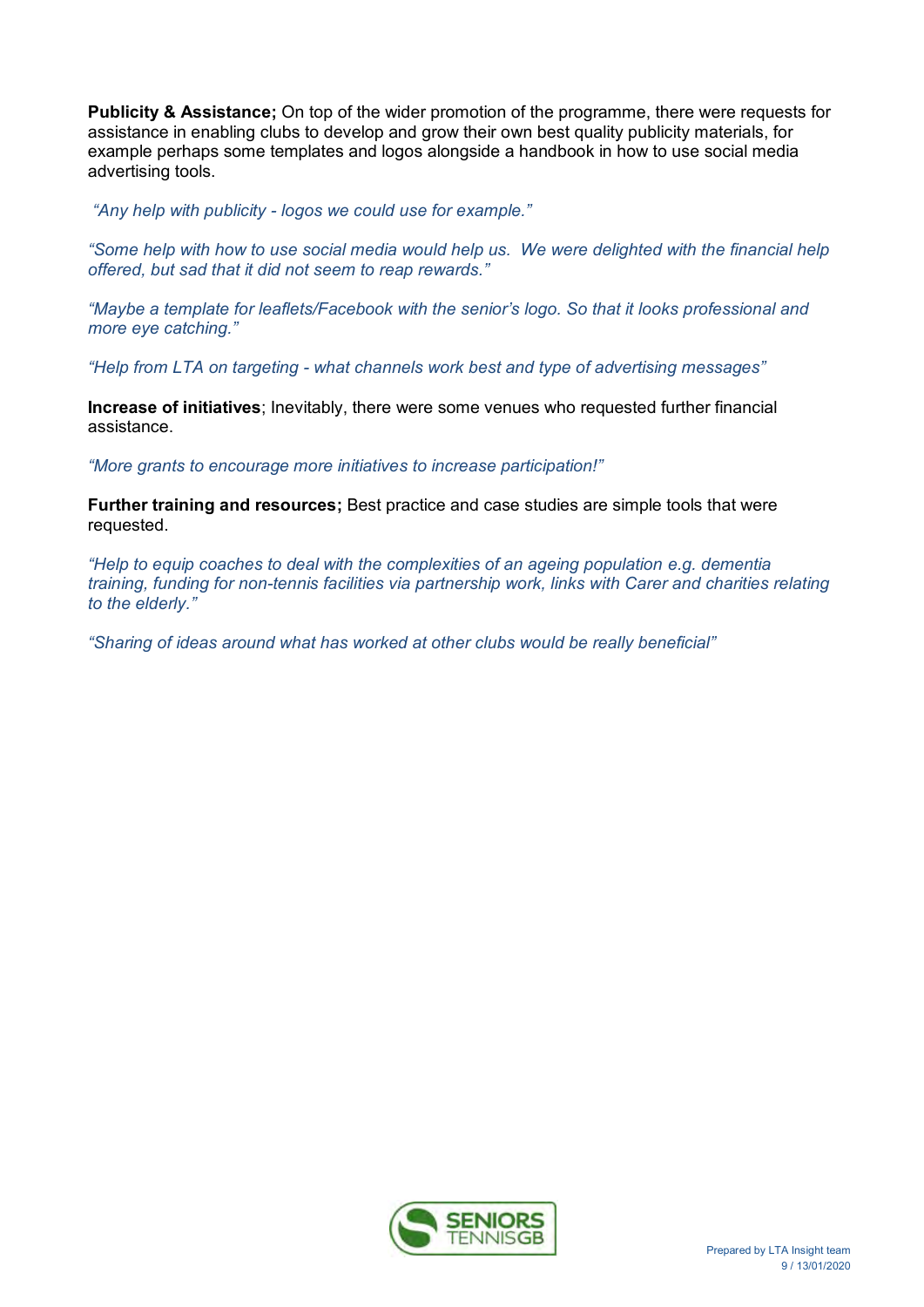**Publicity & Assistance;** On top of the wider promotion of the programme, there were requests for assistance in enabling clubs to develop and grow their own best quality publicity materials, for example perhaps some templates and logos alongside a handbook in how to use social media advertising tools.

*"Any help with publicity - logos we could use for example."*

*"Some help with how to use social media would help us. We were delighted with the financial help offered, but sad that it did not seem to reap rewards."*

*"Maybe a template for leaflets/Facebook with the senior's logo. So that it looks professional and more eye catching."*

*"Help from LTA on targeting - what channels work best and type of advertising messages"*

**Increase of initiatives**; Inevitably, there were some venues who requested further financial assistance.

*"More grants to encourage more initiatives to increase participation!"*

**Further training and resources;** Best practice and case studies are simple tools that were requested.

*"Help to equip coaches to deal with the complexities of an ageing population e.g. dementia training, funding for non-tennis facilities via partnership work, links with Carer and charities relating to the elderly."*

*"Sharing of ideas around what has worked at other clubs would be really beneficial"*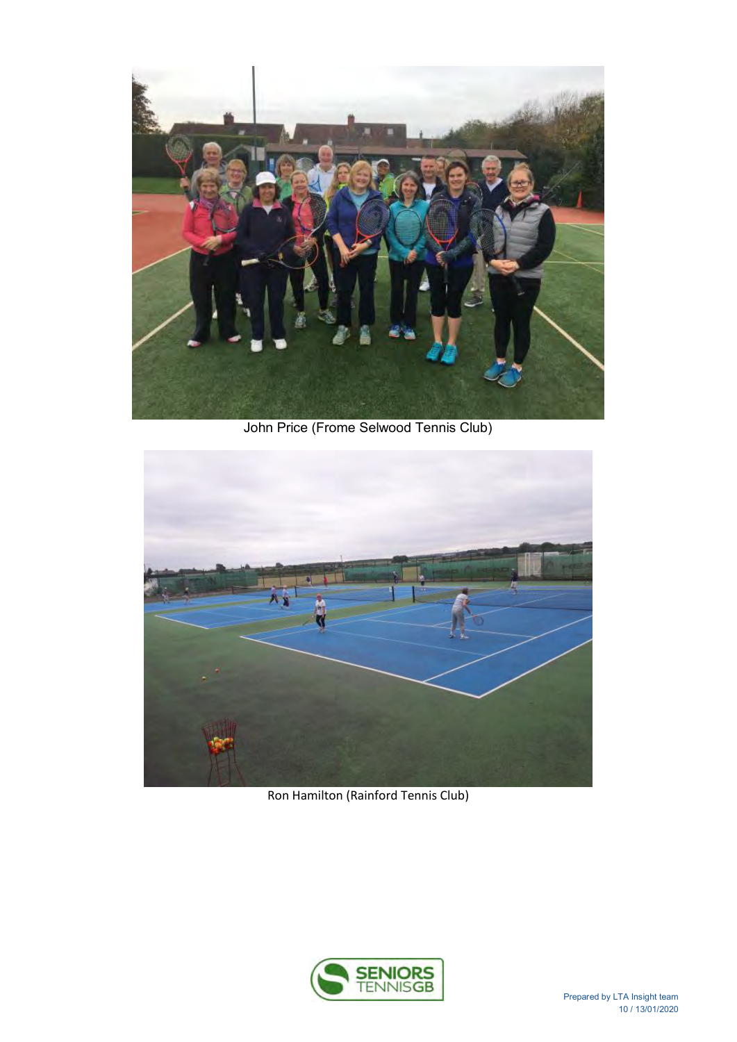John Price (Frome Selwood Tennis Club)

Ron Hamilton (Rainford Tennis Club)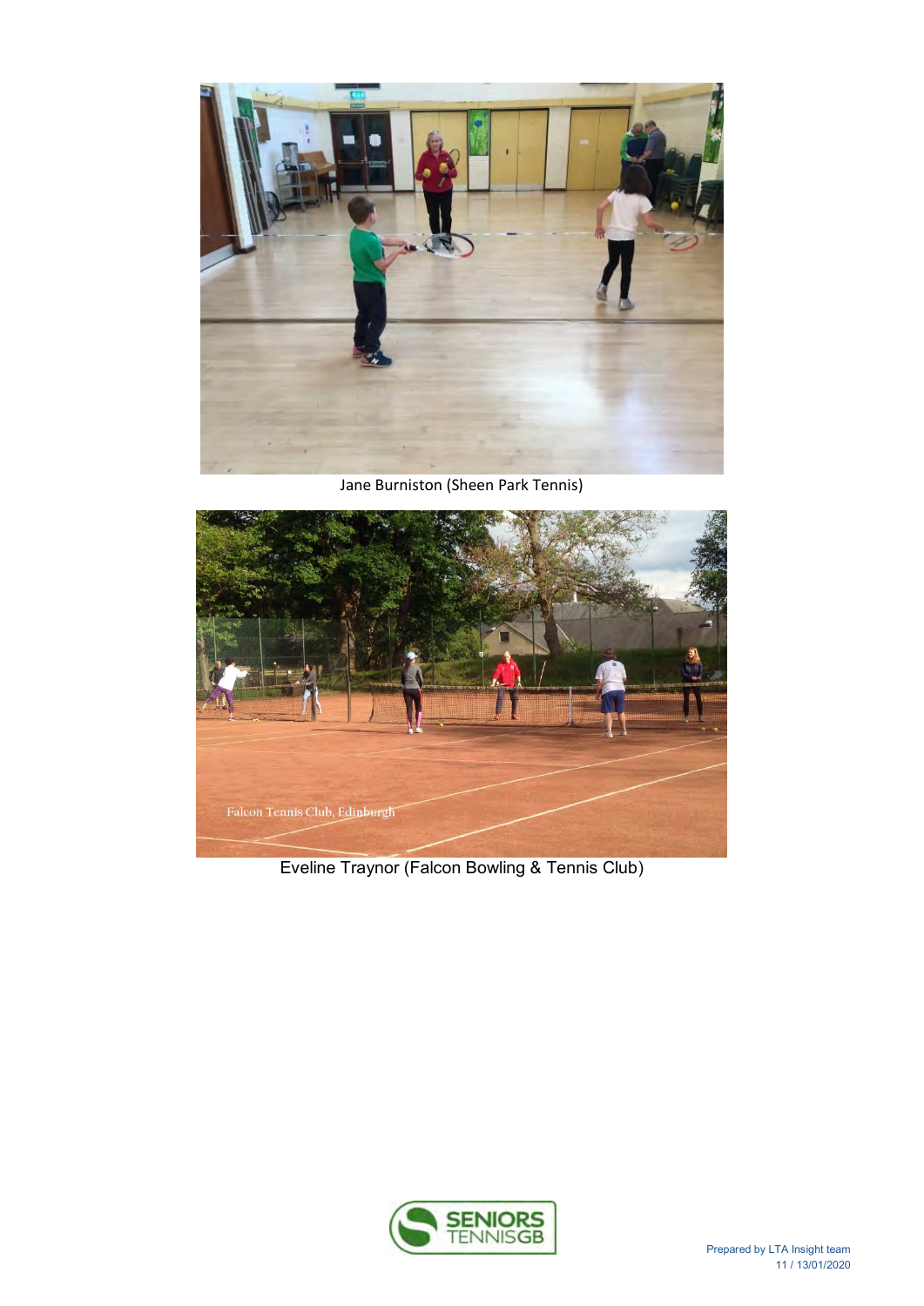Jane Burniston (Sheen Park Tennis)

Eveline Traynor (Falcon Bowling & Tennis Club)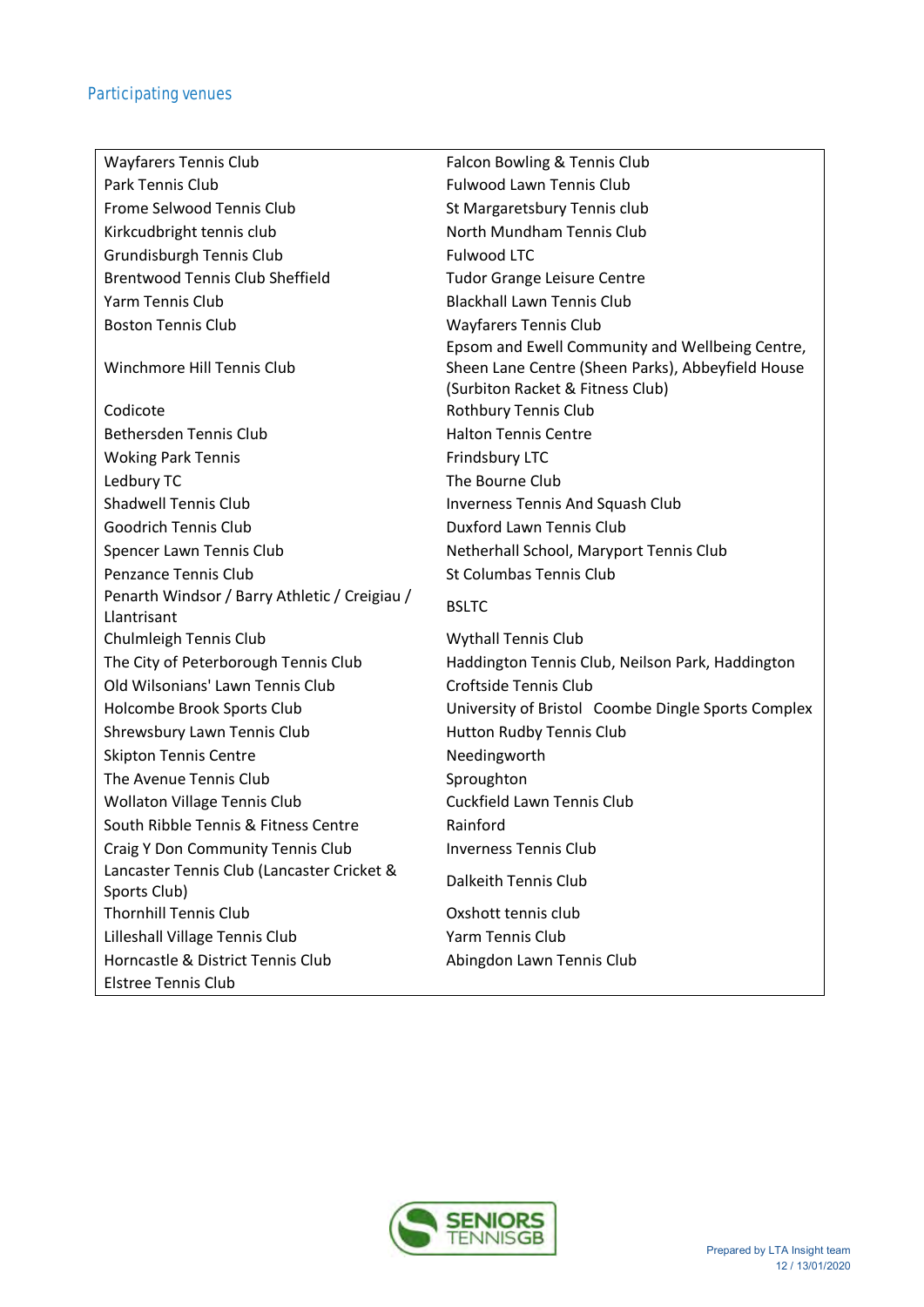## Participating venues

| | |
|---|---|
| Wayfarers Tennis Club | Falcon Bowling & Tennis Club |
| Park Tennis Club | Fulwood Lawn Tennis Club |
| Frome Selwood Tennis Club | St Margaretsbury Tennis club |
| Kirkcudbright tennis club | North Mundham Tennis Club |
| Grundisburgh Tennis Club | Fulwood LTC |
| Brentwood Tennis Club Sheffield | Tudor Grange Leisure Centre |
| Yarm Tennis Club | Blackhall Lawn Tennis Club |
| Boston Tennis Club | Wayfarers Tennis Club |
| Winchmore Hill Tennis Club | Epsom and Ewell Community and Wellbeing Centre, Sheen Lane Centre (Sheen Parks), Abbeyfield House (Surbiton Racket & Fitness Club) |
| Codicote | Rothbury Tennis Club |
| Bethersden Tennis Club | Halton Tennis Centre |
| Woking Park Tennis | Frindsbury LTC |
| Ledbury TC | The Bourne Club |
| Shadwell Tennis Club | Inverness Tennis And Squash Club |
| Goodrich Tennis Club | Duxford Lawn Tennis Club |
| Spencer Lawn Tennis Club | Netherhall School, Maryport Tennis Club |
| Penzance Tennis Club | St Columbas Tennis Club |
| Penarth Windsor / Barry Athletic / Creigiau / Llantrisant | BSLTC |
| Chulmleigh Tennis Club | Wythall Tennis Club |
| The City of Peterborough Tennis Club | Haddington Tennis Club, Neilson Park, Haddington |
| Old Wilsonians' Lawn Tennis Club | Croftside Tennis Club |
| Holcombe Brook Sports Club | University of Bristol Coombe Dingle Sports Complex |
| Shrewsbury Lawn Tennis Club | Hutton Rudby Tennis Club |
| Skipton Tennis Centre | Needingworth |
| The Avenue Tennis Club | Sproughton |
| Wollaton Village Tennis Club | Cuckfield Lawn Tennis Club |
| South Ribble Tennis & Fitness Centre | Rainford |
| Craig Y Don Community Tennis Club | Inverness Tennis Club |
| Lancaster Tennis Club (Lancaster Cricket & Sports Club) | Dalkeith Tennis Club |
| Thornhill Tennis Club | Oxshott tennis club |
| Lilleshall Village Tennis Club | Yarm Tennis Club |
| Horncastle & District Tennis Club | Abingdon Lawn Tennis Club |
| Elstree Tennis Club | |

SENIORS TENNISGB

Prepared by LTA Insight team
13/01/2020